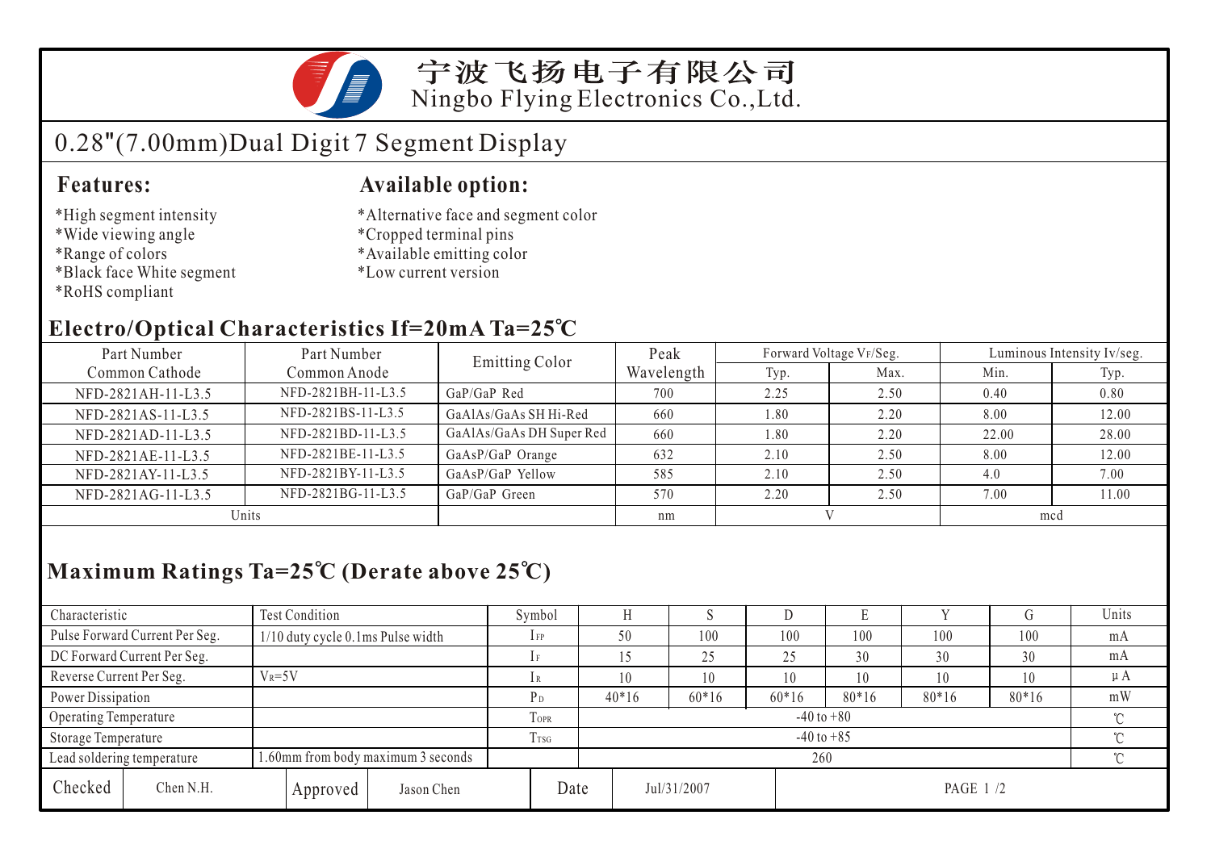# 宁波飞扬电子有限公司

Ningbo Flying Electronics Co.,Ltd.

## 0.28"(7.00mm)Dual Digit 7 Segment Display

### Features:

*High segment intensity
*Wide viewing angle
*Range of colors
*Black face White segment
*RoHS compliant

### Available option:

*Alternative face and segment color
*Cropped terminal pins
*Available emitting color
*Low current version

### Electro/Optical Characteristics If=20mA Ta=25℃

| Part Number Common Cathode | Part Number Common Anode | Emitting Color | Peak Wavelength | Forward Voltage $V_F$/Seg. | | Luminous Intensity Iv/seg. | |
|---|---|---|---|---|---|---|---|
| | | | | Typ. | Max. | Min. | Typ. |
| NFD-2821AH-11-L3.5 | NFD-2821BH-11-L3.5 | GaP/GaP Red | 700 | 2.25 | 2.50 | 0.40 | 0.80 |
| NFD-2821AS-11-L3.5 | NFD-2821BS-11-L3.5 | GaAlAs/GaAs SH Hi-Red | 660 | 1.80 | 2.20 | 8.00 | 12.00 |
| NFD-2821AD-11-L3.5 | NFD-2821BD-11-L3.5 | GaAlAs/GaAs DH Super Red | 660 | 1.80 | 2.20 | 22.00 | 28.00 |
| NFD-2821AE-11-L3.5 | NFD-2821BE-11-L3.5 | GaAsP/GaP Orange | 632 | 2.10 | 2.50 | 8.00 | 12.00 |
| NFD-2821AY-11-L3.5 | NFD-2821BY-11-L3.5 | GaAsP/GaP Yellow | 585 | 2.10 | 2.50 | 4.0 | 7.00 |
| NFD-2821AG-11-L3.5 | NFD-2821BG-11-L3.5 | GaP/GaP Green | 570 | 2.20 | 2.50 | 7.00 | 11.00 |
| Units | | | nm | V | | mcd | |

### Maximum Ratings Ta=25℃ (Derate above 25℃)

| Characteristic | Test Condition | Symbol | H | S | D | E | Y | G | Units |
|---|---|---|---|---|---|---|---|---|---|
| Pulse Forward Current Per Seg. | 1/10 duty cycle 0.1ms Pulse width | $I_{FP}$ | 50 | 100 | 100 | 100 | 100 | 100 | mA |
| DC Forward Current Per Seg. | | $I_F$ | 15 | 25 | 25 | 30 | 30 | 30 | mA |
| Reverse Current Per Seg. | $V_R$=5V | $I_R$ | 10 | 10 | 10 | 10 | 10 | 10 | μA |
| Power Dissipation | | $P_D$ | 40*16 | 60*16 | 60*16 | 80*16 | 80*16 | 80*16 | mW |
| Operating Temperature | | $T_{OPR}$ | -40 to +80 | | | | | | ℃ |
| Storage Temperature | | $T_{TSG}$ | -40 to +85 | | | | | | ℃ |
| Lead soldering temperature | 1.60mm from body maximum 3 seconds | | 260 | | | | | | ℃ |

| Checked | Chen N.H. | Approved | Jason Chen | Date | Jul/31/2007 |
|---|---|---|---|---|---|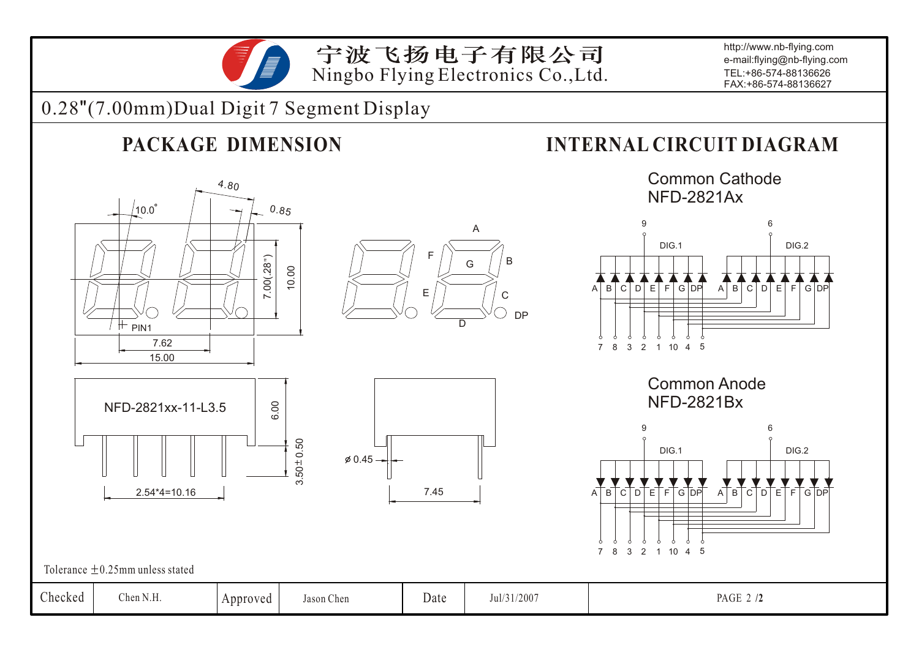# 宁波飞扬电子有限公司
Ningbo Flying Electronics Co.,Ltd.

http://www.nb-flying.com
e-mail:flying@nb-flying.com
TEL:+86-574-88136626
FAX:+86-574-88136627

## 0.28"(7.00mm)Dual Digit 7 Segment Display

### PACKAGE DIMENSION

4.80
10.0°
0.85
7.00(.28")
10.00
PIN1
7.62
15.00
A
F
G
B
E
C
D
DP
NFD-2821xx-11-L3.5
6.00
3.50±0.50
2.54*4=10.16
ø 0.45
7.45

### INTERNAL CIRCUIT DIAGRAM

Common Cathode
NFD-2821Ax

9
6
DIG.1
DIG.2
A B C D E F G DP A B C D E F G DP
7 8 3 2 1 10 4 5

Common Anode
NFD-2821Bx

9
6
DIG.1
DIG.2
A B C D E F G DP A B C D E F G DP
7 8 3 2 1 10 4 5

Tolerance ±0.25mm unless stated

| Checked | Chen N.H. | Approved | Jason Chen | Date | Jul/31/2007 | PAGE 2 /2 |
|---|---|---|---|---|---|---|